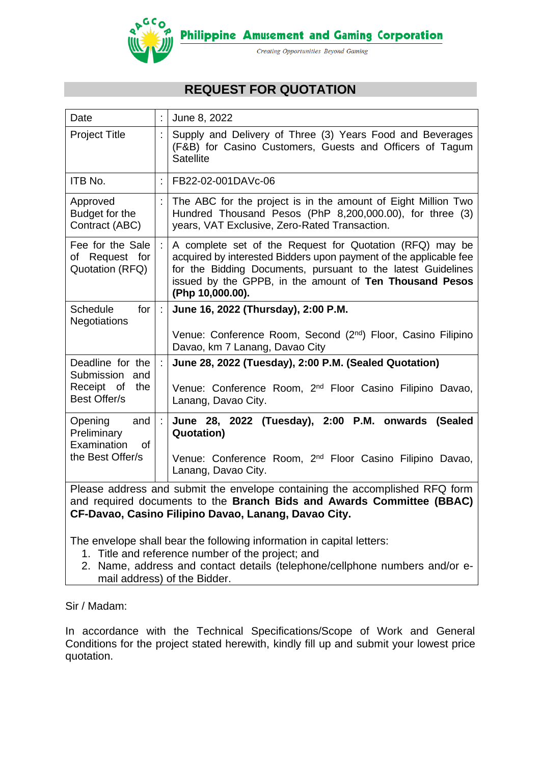**Philippine Amusement and Gaming Corporation**

*Creating Opportunities Beyond Gaming*

# REQUEST FOR QUOTATION

| Date | : | June 8, 2022 |
|---|---|---|
| Project Title | : | Supply and Delivery of Three (3) Years Food and Beverages (F&B) for Casino Customers, Guests and Officers of Tagum Satellite |
| ITB No. | : | FB22-02-001DAVc-06 |
| Approved Budget for the Contract (ABC) | : | The ABC for the project is in the amount of Eight Million Two Hundred Thousand Pesos (PhP 8,200,000.00), for three (3) years, VAT Exclusive, Zero-Rated Transaction. |
| Fee for the Sale of Request for Quotation (RFQ) | : | A complete set of the Request for Quotation (RFQ) may be acquired by interested Bidders upon payment of the applicable fee for the Bidding Documents, pursuant to the latest Guidelines issued by the GPPB, in the amount of **Ten Thousand Pesos (Php 10,000.00).** |
| Schedule for Negotiations | : | **June 16, 2022 (Thursday), 2:00 P.M.**<br><br>Venue: Conference Room, Second (2nd) Floor, Casino Filipino Davao, km 7 Lanang, Davao City |
| Deadline for the Submission and Receipt of the Best Offer/s | : | **June 28, 2022 (Tuesday), 2:00 P.M. (Sealed Quotation)**<br><br>Venue: Conference Room, 2nd Floor Casino Filipino Davao, Lanang, Davao City. |
| Opening and Preliminary Examination of the Best Offer/s | : | **June 28, 2022 (Tuesday), 2:00 P.M. onwards (Sealed Quotation)**<br><br>Venue: Conference Room, 2nd Floor Casino Filipino Davao, Lanang, Davao City. |

Please address and submit the envelope containing the accomplished RFQ form and required documents to the **Branch Bids and Awards Committee (BBAC) CF-Davao, Casino Filipino Davao, Lanang, Davao City.**

The envelope shall bear the following information in capital letters:

1. Title and reference number of the project; and
2. Name, address and contact details (telephone/cellphone numbers and/or e-mail address) of the Bidder.

Sir / Madam:

In accordance with the Technical Specifications/Scope of Work and General Conditions for the project stated herewith, kindly fill up and submit your lowest price quotation.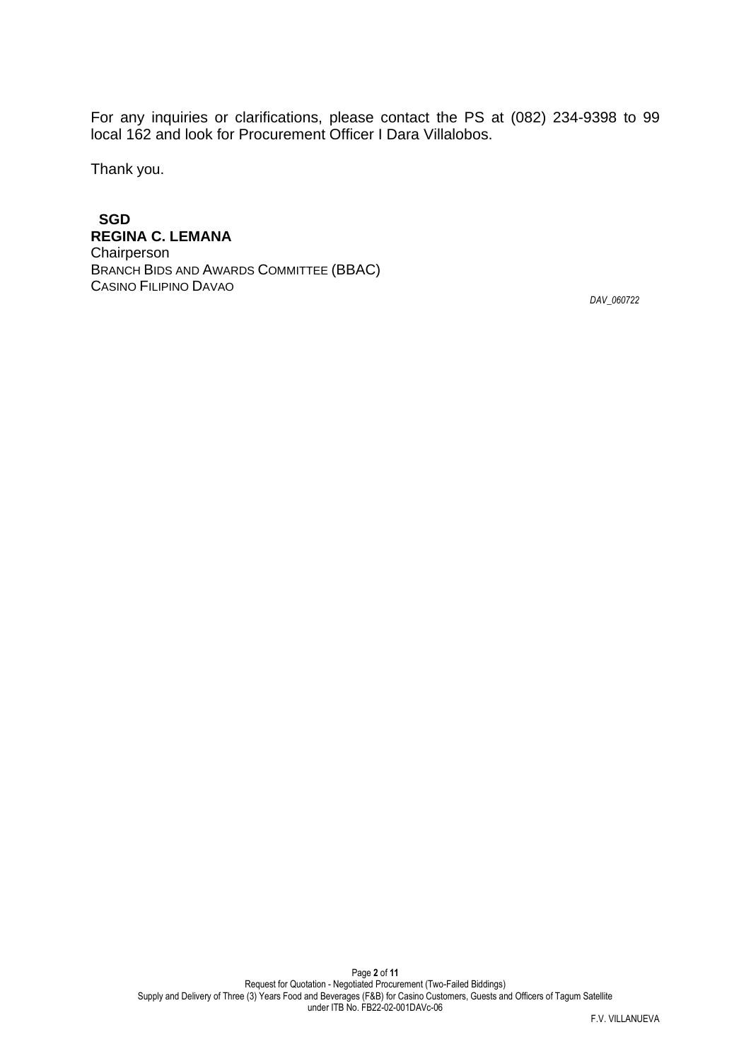For any inquiries or clarifications, please contact the PS at (082) 234-9398 to 99 local 162 and look for Procurement Officer I Dara Villalobos.

Thank you.

**SGD**
**REGINA C. LEMANA**
Chairperson
BRANCH BIDS AND AWARDS COMMITTEE (BBAC)
CASINO FILIPINO DAVAO

*DAV_060722*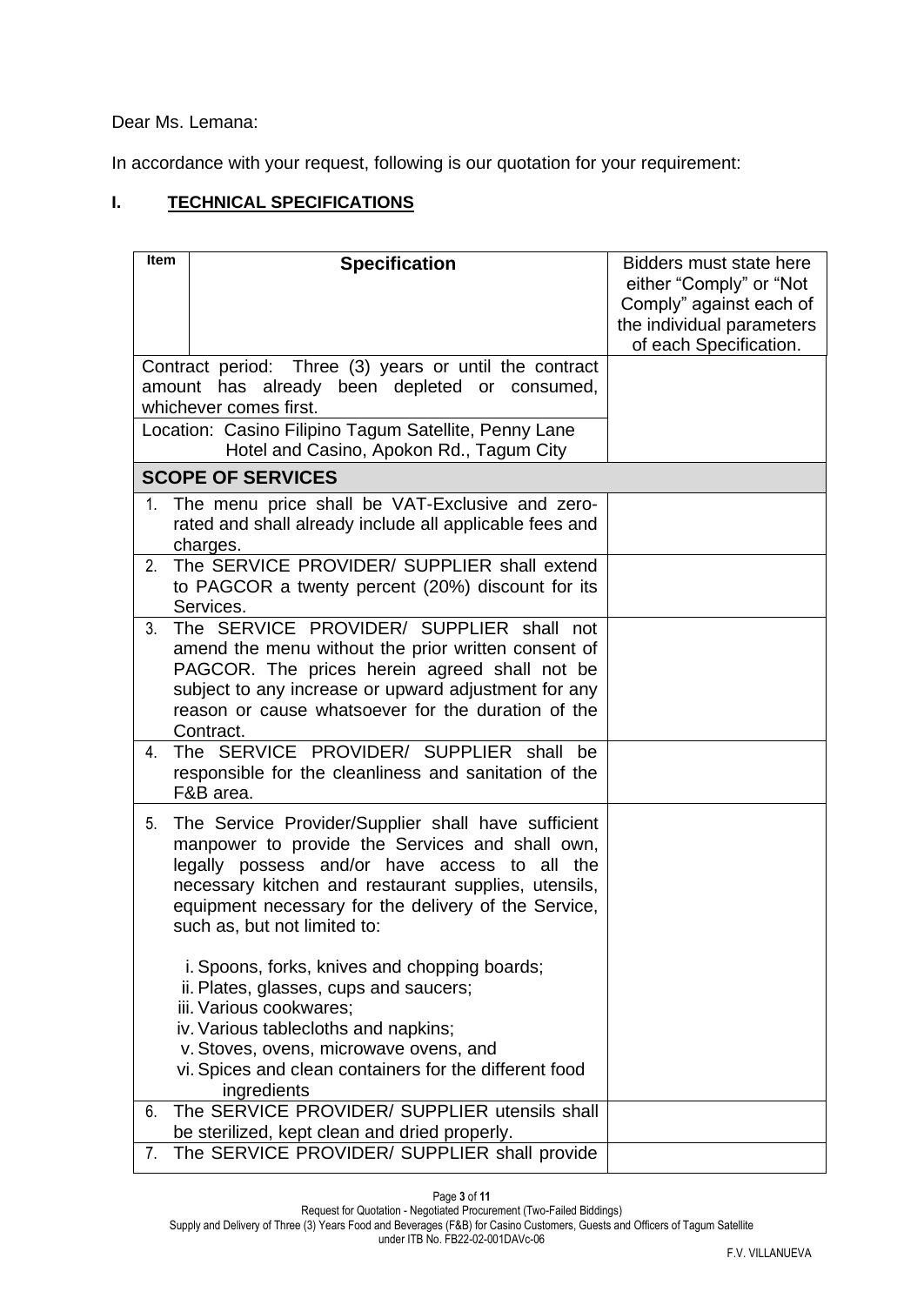Dear Ms. Lemana:

In accordance with your request, following is our quotation for your requirement:

## I. TECHNICAL SPECIFICATIONS

| Item | Specification | Bidders must state here either "Comply" or "Not Comply" against each of the individual parameters of each Specification. |
|---|---|---|
| Contract period: Three (3) years or until the contract amount has already been depleted or consumed, whichever comes first. | | |
| Location: Casino Filipino Tagum Satellite, Penny Lane Hotel and Casino, Apokon Rd., Tagum City | | |
| **SCOPE OF SERVICES** | | |
| 1. | The menu price shall be VAT-Exclusive and zero-rated and shall already include all applicable fees and charges. | |
| 2. | The SERVICE PROVIDER/ SUPPLIER shall extend to PAGCOR a twenty percent (20%) discount for its Services. | |
| 3. | The SERVICE PROVIDER/ SUPPLIER shall not amend the menu without the prior written consent of PAGCOR. The prices herein agreed shall not be subject to any increase or upward adjustment for any reason or cause whatsoever for the duration of the Contract. | |
| 4. | The SERVICE PROVIDER/ SUPPLIER shall be responsible for the cleanliness and sanitation of the F&B area. | |
| 5. | The Service Provider/Supplier shall have sufficient manpower to provide the Services and shall own, legally possess and/or have access to all the necessary kitchen and restaurant supplies, utensils, equipment necessary for the delivery of the Service, such as, but not limited to:<br><br>i. Spoons, forks, knives and chopping boards;<br>ii. Plates, glasses, cups and saucers;<br>iii. Various cookwares;<br>iv. Various tablecloths and napkins;<br>v. Stoves, ovens, microwave ovens, and<br>vi. Spices and clean containers for the different food ingredients | |
| 6. | The SERVICE PROVIDER/ SUPPLIER utensils shall be sterilized, kept clean and dried properly. | |
| 7. | The SERVICE PROVIDER/ SUPPLIER shall provide | |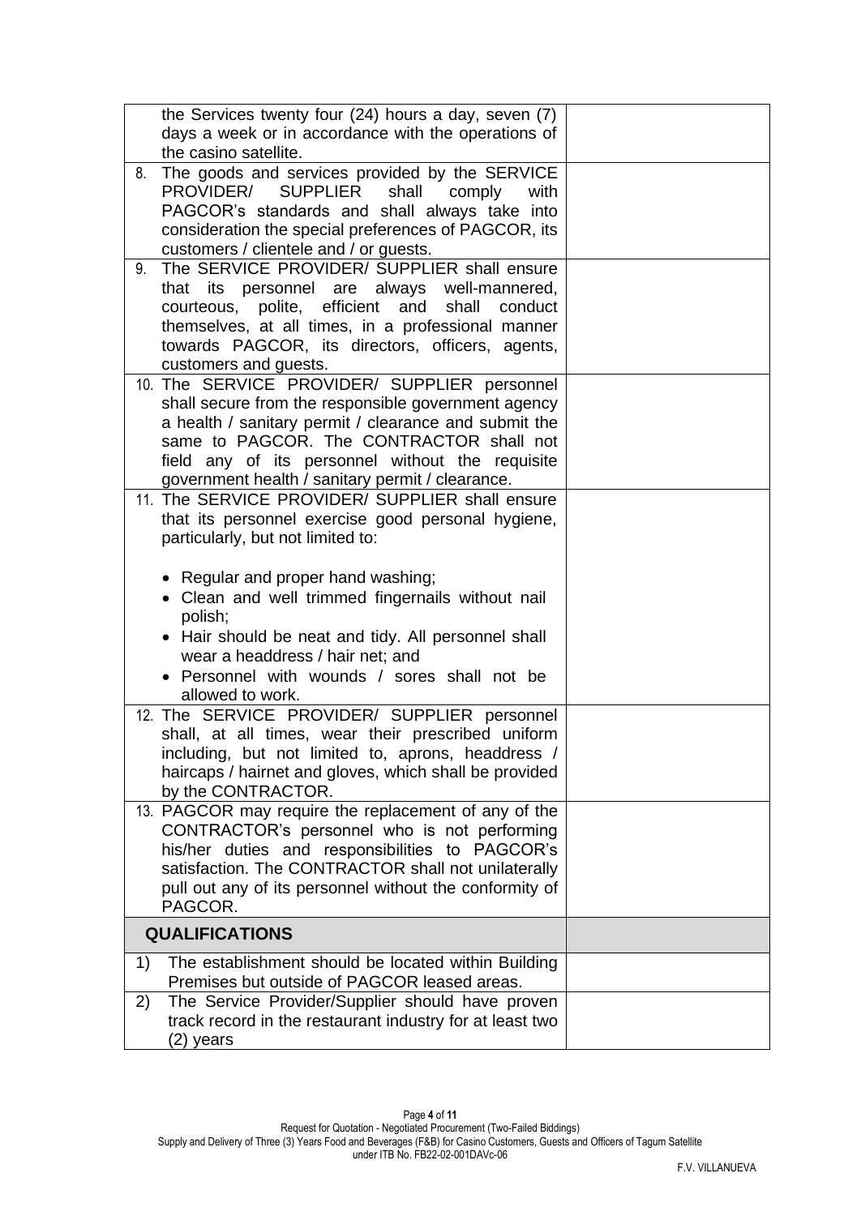| | |
|---|---|
| the Services twenty four (24) hours a day, seven (7) days a week or in accordance with the operations of the casino satellite. | |
| 8. The goods and services provided by the SERVICE PROVIDER/ SUPPLIER shall comply with PAGCOR's standards and shall always take into consideration the special preferences of PAGCOR, its customers / clientele and / or guests. | |
| 9. The SERVICE PROVIDER/ SUPPLIER shall ensure that its personnel are always well-mannered, courteous, polite, efficient and shall conduct themselves, at all times, in a professional manner towards PAGCOR, its directors, officers, agents, customers and guests. | |
| 10. The SERVICE PROVIDER/ SUPPLIER personnel shall secure from the responsible government agency a health / sanitary permit / clearance and submit the same to PAGCOR. The CONTRACTOR shall not field any of its personnel without the requisite government health / sanitary permit / clearance. | |
| 11. The SERVICE PROVIDER/ SUPPLIER shall ensure that its personnel exercise good personal hygiene, particularly, but not limited to:<br><br>• Regular and proper hand washing;<br>• Clean and well trimmed fingernails without nail polish;<br>• Hair should be neat and tidy. All personnel shall wear a headdress / hair net; and<br>• Personnel with wounds / sores shall not be allowed to work. | |
| 12. The SERVICE PROVIDER/ SUPPLIER personnel shall, at all times, wear their prescribed uniform including, but not limited to, aprons, headdress / haircaps / hairnet and gloves, which shall be provided by the CONTRACTOR. | |
| 13. PAGCOR may require the replacement of any of the CONTRACTOR's personnel who is not performing his/her duties and responsibilities to PAGCOR's satisfaction. The CONTRACTOR shall not unilaterally pull out any of its personnel without the conformity of PAGCOR. | |
| **QUALIFICATIONS** | |
| 1) The establishment should be located within Building Premises but outside of PAGCOR leased areas. | |
| 2) The Service Provider/Supplier should have proven track record in the restaurant industry for at least two (2) years | |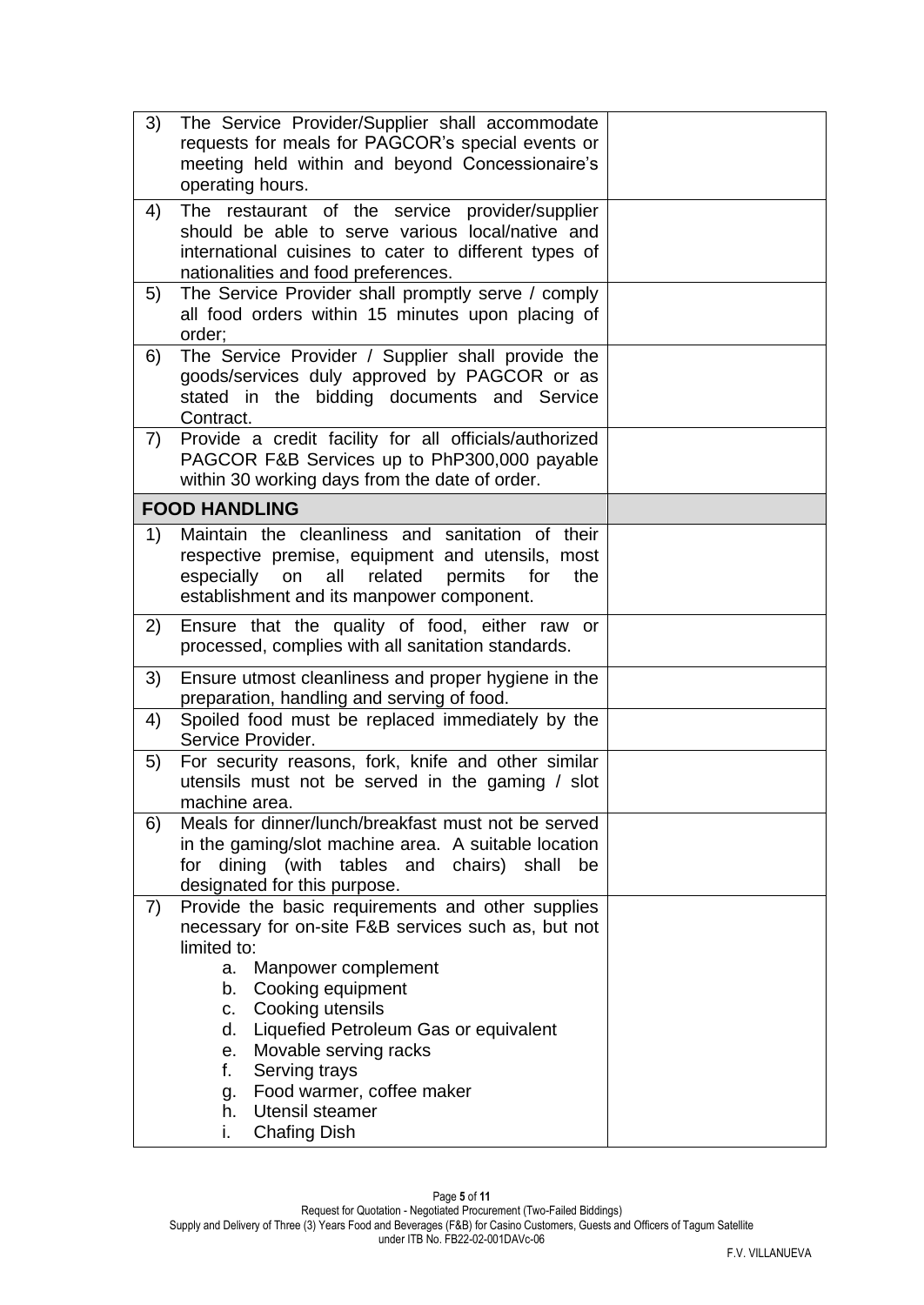| | |
|---|---|
| 3) The Service Provider/Supplier shall accommodate requests for meals for PAGCOR's special events or meeting held within and beyond Concessionaire's operating hours. | |
| 4) The restaurant of the service provider/supplier should be able to serve various local/native and international cuisines to cater to different types of nationalities and food preferences. | |
| 5) The Service Provider shall promptly serve / comply all food orders within 15 minutes upon placing of order; | |
| 6) The Service Provider / Supplier shall provide the goods/services duly approved by PAGCOR or as stated in the bidding documents and Service Contract. | |
| 7) Provide a credit facility for all officials/authorized PAGCOR F&B Services up to PhP300,000 payable within 30 working days from the date of order. | |
| **FOOD HANDLING** | |
| 1) Maintain the cleanliness and sanitation of their respective premise, equipment and utensils, most especially on all related permits for the establishment and its manpower component. | |
| 2) Ensure that the quality of food, either raw or processed, complies with all sanitation standards. | |
| 3) Ensure utmost cleanliness and proper hygiene in the preparation, handling and serving of food. | |
| 4) Spoiled food must be replaced immediately by the Service Provider. | |
| 5) For security reasons, fork, knife and other similar utensils must not be served in the gaming / slot machine area. | |
| 6) Meals for dinner/lunch/breakfast must not be served in the gaming/slot machine area. A suitable location for dining (with tables and chairs) shall be designated for this purpose. | |
| 7) Provide the basic requirements and other supplies necessary for on-site F&B services such as, but not limited to:<br>a. Manpower complement<br>b. Cooking equipment<br>c. Cooking utensils<br>d. Liquefied Petroleum Gas or equivalent<br>e. Movable serving racks<br>f. Serving trays<br>g. Food warmer, coffee maker<br>h. Utensil steamer<br>i. Chafing Dish | |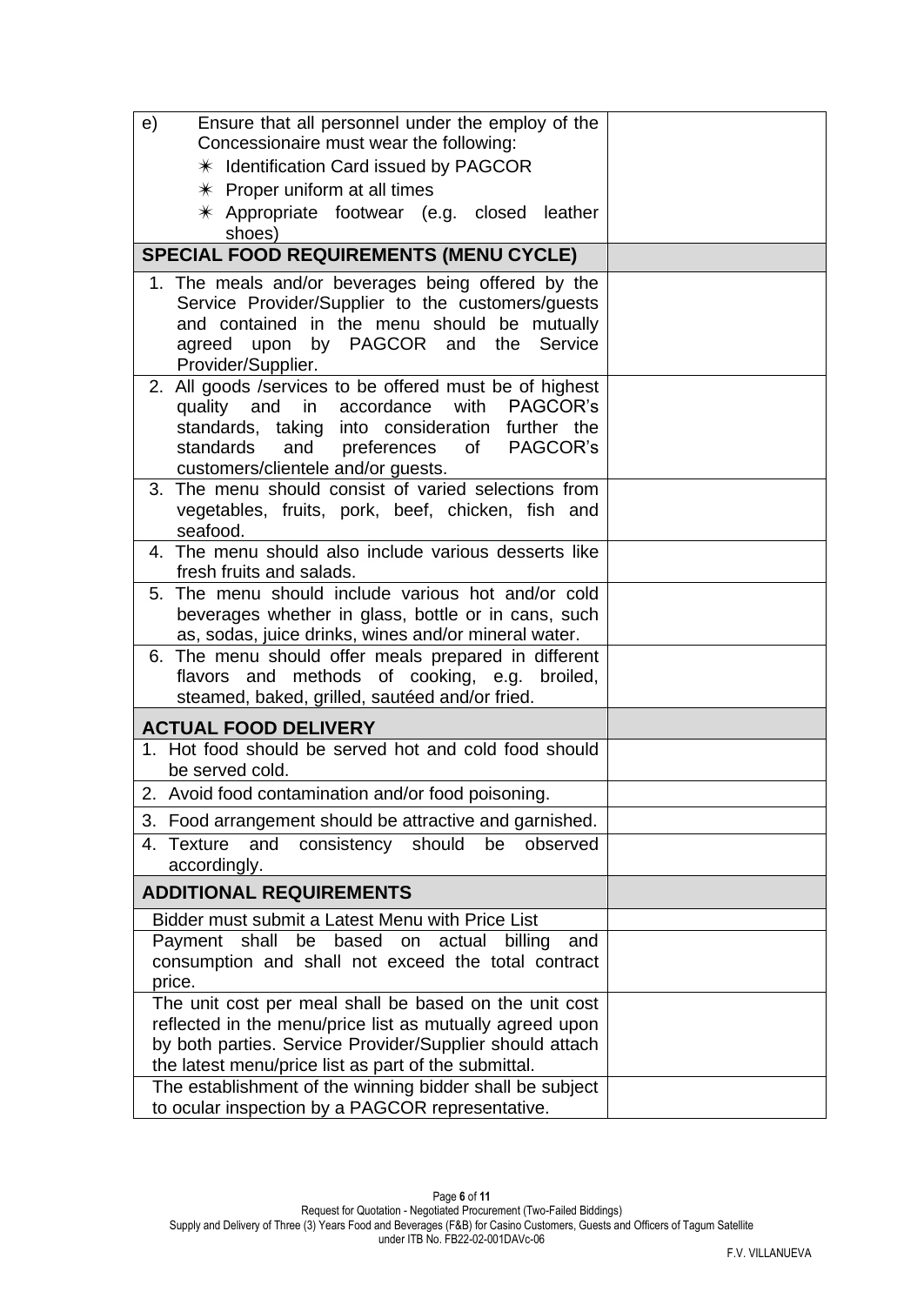| | |
|---|---|
| e) Ensure that all personnel under the employ of the Concessionaire must wear the following:<br>✳ Identification Card issued by PAGCOR<br>✳ Proper uniform at all times<br>✳ Appropriate footwear (e.g. closed leather shoes) | |
| **SPECIAL FOOD REQUIREMENTS (MENU CYCLE)** | |
| 1. The meals and/or beverages being offered by the Service Provider/Supplier to the customers/guests and contained in the menu should be mutually agreed upon by PAGCOR and the Service Provider/Supplier. | |
| 2. All goods /services to be offered must be of highest quality and in accordance with PAGCOR's standards, taking into consideration further the standards and preferences of PAGCOR's customers/clientele and/or guests. | |
| 3. The menu should consist of varied selections from vegetables, fruits, pork, beef, chicken, fish and seafood. | |
| 4. The menu should also include various desserts like fresh fruits and salads. | |
| 5. The menu should include various hot and/or cold beverages whether in glass, bottle or in cans, such as, sodas, juice drinks, wines and/or mineral water. | |
| 6. The menu should offer meals prepared in different flavors and methods of cooking, e.g. broiled, steamed, baked, grilled, sautéed and/or fried. | |
| **ACTUAL FOOD DELIVERY** | |
| 1. Hot food should be served hot and cold food should be served cold. | |
| 2. Avoid food contamination and/or food poisoning. | |
| 3. Food arrangement should be attractive and garnished. | |
| 4. Texture and consistency should be observed accordingly. | |
| **ADDITIONAL REQUIREMENTS** | |
| Bidder must submit a Latest Menu with Price List | |
| Payment shall be based on actual billing and consumption and shall not exceed the total contract price. | |
| The unit cost per meal shall be based on the unit cost reflected in the menu/price list as mutually agreed upon by both parties. Service Provider/Supplier should attach the latest menu/price list as part of the submittal. | |
| The establishment of the winning bidder shall be subject to ocular inspection by a PAGCOR representative. | |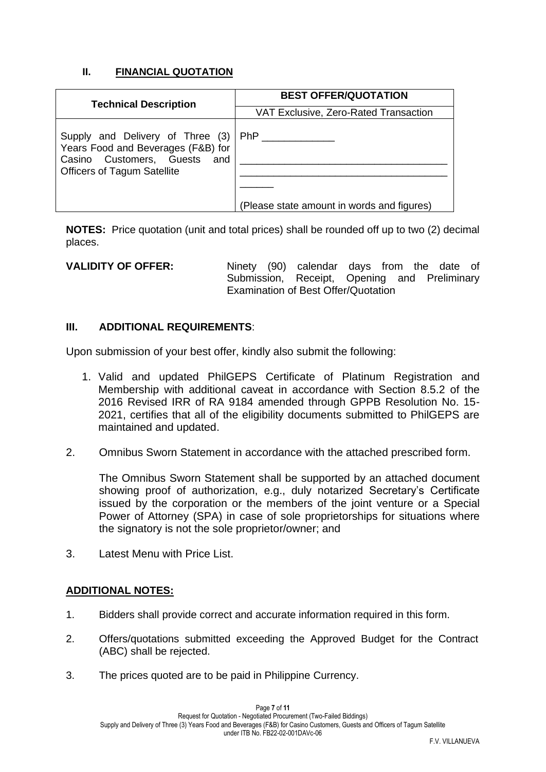## II. FINANCIAL QUOTATION

| Technical Description | BEST OFFER/QUOTATION |
|---|---|
| | VAT Exclusive, Zero-Rated Transaction |
| Supply and Delivery of Three (3) Years Food and Beverages (F&B) for Casino Customers, Guests and Officers of Tagum Satellite | PhP _____________ ______________________________________ ______________________________________ ______ (Please state amount in words and figures) |

**NOTES:** Price quotation (unit and total prices) shall be rounded off up to two (2) decimal places.

**VALIDITY OF OFFER:** Ninety (90) calendar days from the date of Submission, Receipt, Opening and Preliminary Examination of Best Offer/Quotation

## III. ADDITIONAL REQUIREMENTS:

Upon submission of your best offer, kindly also submit the following:

1. Valid and updated PhilGEPS Certificate of Platinum Registration and Membership with additional caveat in accordance with Section 8.5.2 of the 2016 Revised IRR of RA 9184 amended through GPPB Resolution No. 15-2021, certifies that all of the eligibility documents submitted to PhilGEPS are maintained and updated.

2. Omnibus Sworn Statement in accordance with the attached prescribed form.

   The Omnibus Sworn Statement shall be supported by an attached document showing proof of authorization, e.g., duly notarized Secretary's Certificate issued by the corporation or the members of the joint venture or a Special Power of Attorney (SPA) in case of sole proprietorships for situations where the signatory is not the sole proprietor/owner; and

3. Latest Menu with Price List.

## ADDITIONAL NOTES:

1. Bidders shall provide correct and accurate information required in this form.

2. Offers/quotations submitted exceeding the Approved Budget for the Contract (ABC) shall be rejected.

3. The prices quoted are to be paid in Philippine Currency.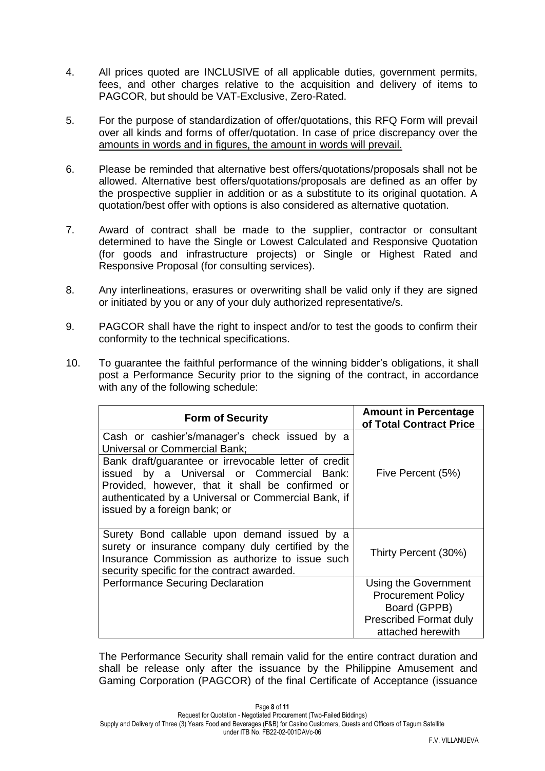4. All prices quoted are INCLUSIVE of all applicable duties, government permits, fees, and other charges relative to the acquisition and delivery of items to PAGCOR, but should be VAT-Exclusive, Zero-Rated.

5. For the purpose of standardization of offer/quotations, this RFQ Form will prevail over all kinds and forms of offer/quotation. <u>In case of price discrepancy over the amounts in words and in figures, the amount in words will prevail.</u>

6. Please be reminded that alternative best offers/quotations/proposals shall not be allowed. Alternative best offers/quotations/proposals are defined as an offer by the prospective supplier in addition or as a substitute to its original quotation. A quotation/best offer with options is also considered as alternative quotation.

7. Award of contract shall be made to the supplier, contractor or consultant determined to have the Single or Lowest Calculated and Responsive Quotation (for goods and infrastructure projects) or Single or Highest Rated and Responsive Proposal (for consulting services).

8. Any interlineations, erasures or overwriting shall be valid only if they are signed or initiated by you or any of your duly authorized representative/s.

9. PAGCOR shall have the right to inspect and/or to test the goods to confirm their conformity to the technical specifications.

10. To guarantee the faithful performance of the winning bidder's obligations, it shall post a Performance Security prior to the signing of the contract, in accordance with any of the following schedule:

| **Form of Security** | **Amount in Percentage of Total Contract Price** |
|---|---|
| Cash or cashier's/manager's check issued by a Universal or Commercial Bank;<br>Bank draft/guarantee or irrevocable letter of credit issued by a Universal or Commercial Bank: Provided, however, that it shall be confirmed or authenticated by a Universal or Commercial Bank, if issued by a foreign bank; or | Five Percent (5%) |
| Surety Bond callable upon demand issued by a surety or insurance company duly certified by the Insurance Commission as authorize to issue such security specific for the contract awarded. | Thirty Percent (30%) |
| Performance Securing Declaration | Using the Government Procurement Policy Board (GPPB) Prescribed Format duly attached herewith |

The Performance Security shall remain valid for the entire contract duration and shall be release only after the issuance by the Philippine Amusement and Gaming Corporation (PAGCOR) of the final Certificate of Acceptance (issuance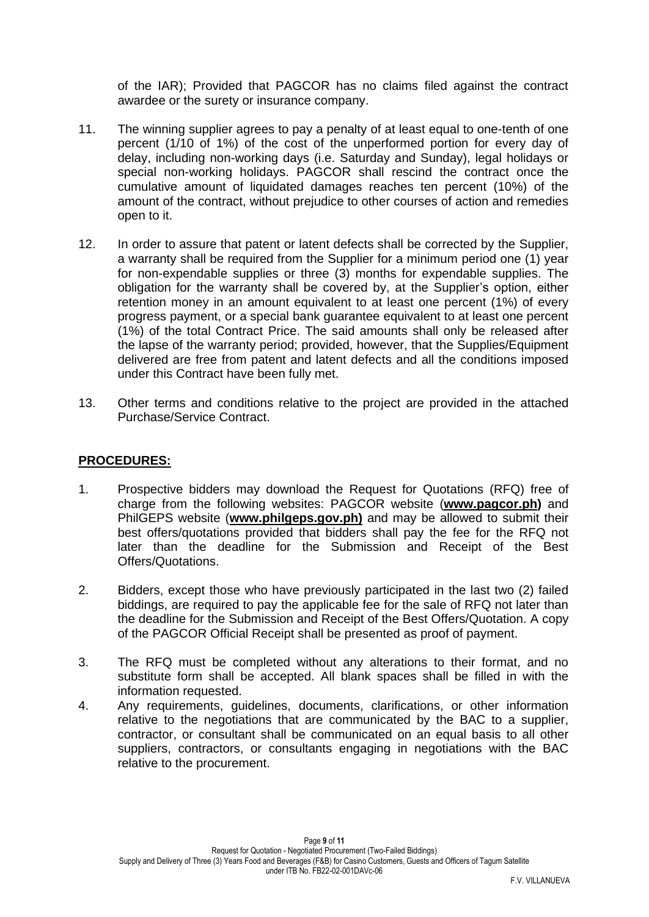of the IAR); Provided that PAGCOR has no claims filed against the contract awardee or the surety or insurance company.

11. The winning supplier agrees to pay a penalty of at least equal to one-tenth of one percent (1/10 of 1%) of the cost of the unperformed portion for every day of delay, including non-working days (i.e. Saturday and Sunday), legal holidays or special non-working holidays. PAGCOR shall rescind the contract once the cumulative amount of liquidated damages reaches ten percent (10%) of the amount of the contract, without prejudice to other courses of action and remedies open to it.

12. In order to assure that patent or latent defects shall be corrected by the Supplier, a warranty shall be required from the Supplier for a minimum period one (1) year for non-expendable supplies or three (3) months for expendable supplies. The obligation for the warranty shall be covered by, at the Supplier's option, either retention money in an amount equivalent to at least one percent (1%) of every progress payment, or a special bank guarantee equivalent to at least one percent (1%) of the total Contract Price. The said amounts shall only be released after the lapse of the warranty period; provided, however, that the Supplies/Equipment delivered are free from patent and latent defects and all the conditions imposed under this Contract have been fully met.

13. Other terms and conditions relative to the project are provided in the attached Purchase/Service Contract.

**PROCEDURES:**

1. Prospective bidders may download the Request for Quotations (RFQ) free of charge from the following websites: PAGCOR website (**www.pagcor.ph)** and PhilGEPS website (**www.philgeps.gov.ph)** and may be allowed to submit their best offers/quotations provided that bidders shall pay the fee for the RFQ not later than the deadline for the Submission and Receipt of the Best Offers/Quotations.

2. Bidders, except those who have previously participated in the last two (2) failed biddings, are required to pay the applicable fee for the sale of RFQ not later than the deadline for the Submission and Receipt of the Best Offers/Quotation. A copy of the PAGCOR Official Receipt shall be presented as proof of payment.

3. The RFQ must be completed without any alterations to their format, and no substitute form shall be accepted. All blank spaces shall be filled in with the information requested.

4. Any requirements, guidelines, documents, clarifications, or other information relative to the negotiations that are communicated by the BAC to a supplier, contractor, or consultant shall be communicated on an equal basis to all other suppliers, contractors, or consultants engaging in negotiations with the BAC relative to the procurement.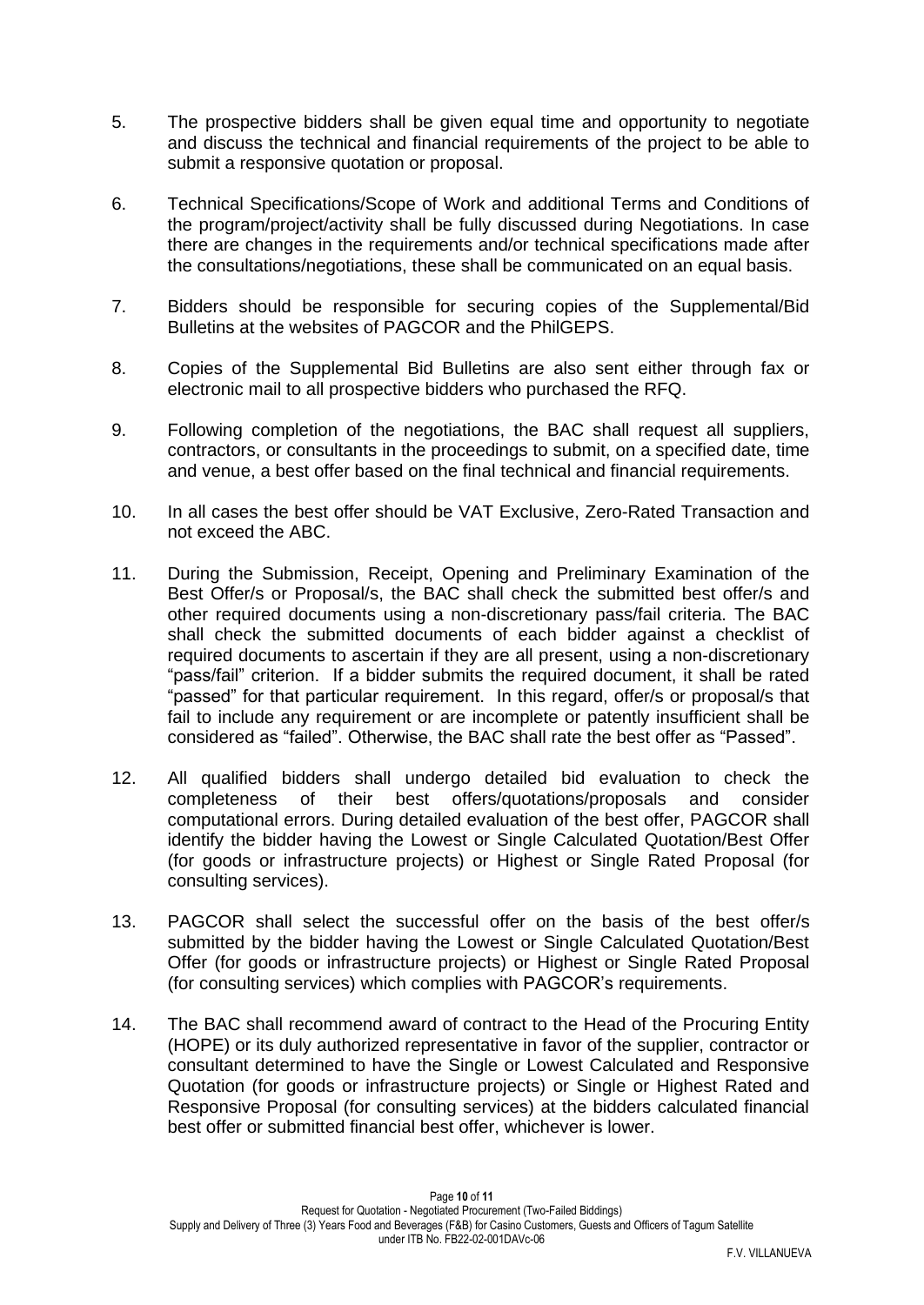5. The prospective bidders shall be given equal time and opportunity to negotiate and discuss the technical and financial requirements of the project to be able to submit a responsive quotation or proposal.

6. Technical Specifications/Scope of Work and additional Terms and Conditions of the program/project/activity shall be fully discussed during Negotiations. In case there are changes in the requirements and/or technical specifications made after the consultations/negotiations, these shall be communicated on an equal basis.

7. Bidders should be responsible for securing copies of the Supplemental/Bid Bulletins at the websites of PAGCOR and the PhilGEPS.

8. Copies of the Supplemental Bid Bulletins are also sent either through fax or electronic mail to all prospective bidders who purchased the RFQ.

9. Following completion of the negotiations, the BAC shall request all suppliers, contractors, or consultants in the proceedings to submit, on a specified date, time and venue, a best offer based on the final technical and financial requirements.

10. In all cases the best offer should be VAT Exclusive, Zero-Rated Transaction and not exceed the ABC.

11. During the Submission, Receipt, Opening and Preliminary Examination of the Best Offer/s or Proposal/s, the BAC shall check the submitted best offer/s and other required documents using a non-discretionary pass/fail criteria. The BAC shall check the submitted documents of each bidder against a checklist of required documents to ascertain if they are all present, using a non-discretionary "pass/fail" criterion. If a bidder submits the required document, it shall be rated "passed" for that particular requirement. In this regard, offer/s or proposal/s that fail to include any requirement or are incomplete or patently insufficient shall be considered as "failed". Otherwise, the BAC shall rate the best offer as "Passed".

12. All qualified bidders shall undergo detailed bid evaluation to check the completeness of their best offers/quotations/proposals and consider computational errors. During detailed evaluation of the best offer, PAGCOR shall identify the bidder having the Lowest or Single Calculated Quotation/Best Offer (for goods or infrastructure projects) or Highest or Single Rated Proposal (for consulting services).

13. PAGCOR shall select the successful offer on the basis of the best offer/s submitted by the bidder having the Lowest or Single Calculated Quotation/Best Offer (for goods or infrastructure projects) or Highest or Single Rated Proposal (for consulting services) which complies with PAGCOR's requirements.

14. The BAC shall recommend award of contract to the Head of the Procuring Entity (HOPE) or its duly authorized representative in favor of the supplier, contractor or consultant determined to have the Single or Lowest Calculated and Responsive Quotation (for goods or infrastructure projects) or Single or Highest Rated and Responsive Proposal (for consulting services) at the bidders calculated financial best offer or submitted financial best offer, whichever is lower.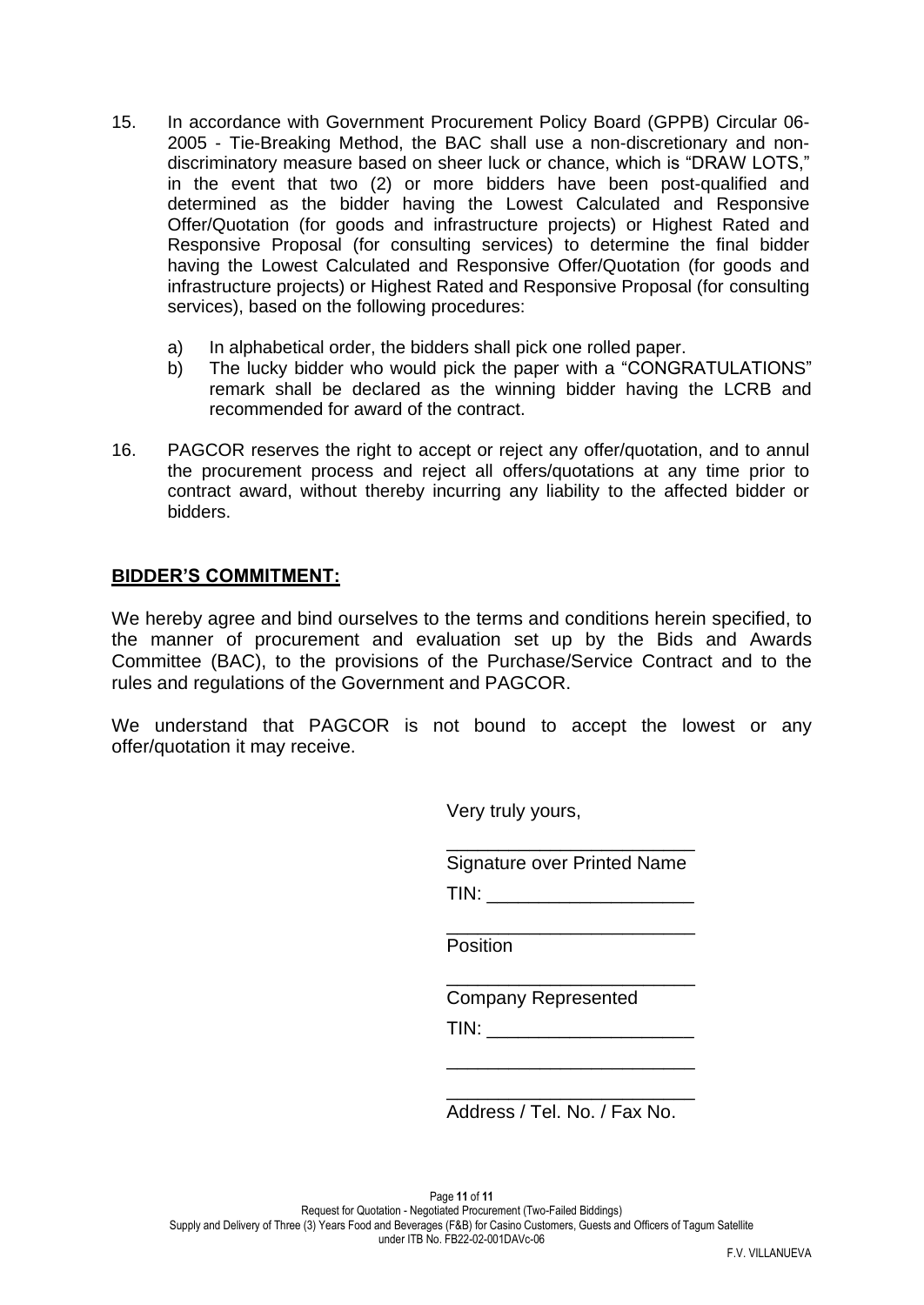15. In accordance with Government Procurement Policy Board (GPPB) Circular 06-2005 - Tie-Breaking Method, the BAC shall use a non-discretionary and non-discriminatory measure based on sheer luck or chance, which is "DRAW LOTS," in the event that two (2) or more bidders have been post-qualified and determined as the bidder having the Lowest Calculated and Responsive Offer/Quotation (for goods and infrastructure projects) or Highest Rated and Responsive Proposal (for consulting services) to determine the final bidder having the Lowest Calculated and Responsive Offer/Quotation (for goods and infrastructure projects) or Highest Rated and Responsive Proposal (for consulting services), based on the following procedures:

    a) In alphabetical order, the bidders shall pick one rolled paper.
    b) The lucky bidder who would pick the paper with a "CONGRATULATIONS" remark shall be declared as the winning bidder having the LCRB and recommended for award of the contract.

16. PAGCOR reserves the right to accept or reject any offer/quotation, and to annul the procurement process and reject all offers/quotations at any time prior to contract award, without thereby incurring any liability to the affected bidder or bidders.

**BIDDER'S COMMITMENT:**

We hereby agree and bind ourselves to the terms and conditions herein specified, to the manner of procurement and evaluation set up by the Bids and Awards Committee (BAC), to the provisions of the Purchase/Service Contract and to the rules and regulations of the Government and PAGCOR.

We understand that PAGCOR is not bound to accept the lowest or any offer/quotation it may receive.

Very truly yours,

________________________
Signature over Printed Name

TIN: ____________________

________________________
Position

________________________
Company Represented

TIN: ____________________

________________________

________________________
Address / Tel. No. / Fax No.

Request for Quotation - Negotiated Procurement (Two-Failed Biddings)
Supply and Delivery of Three (3) Years Food and Beverages (F&B) for Casino Customers, Guests and Officers of Tagum Satellite
under ITB No. FB22-02-001DAVc-06

F.V. VILLANUEVA